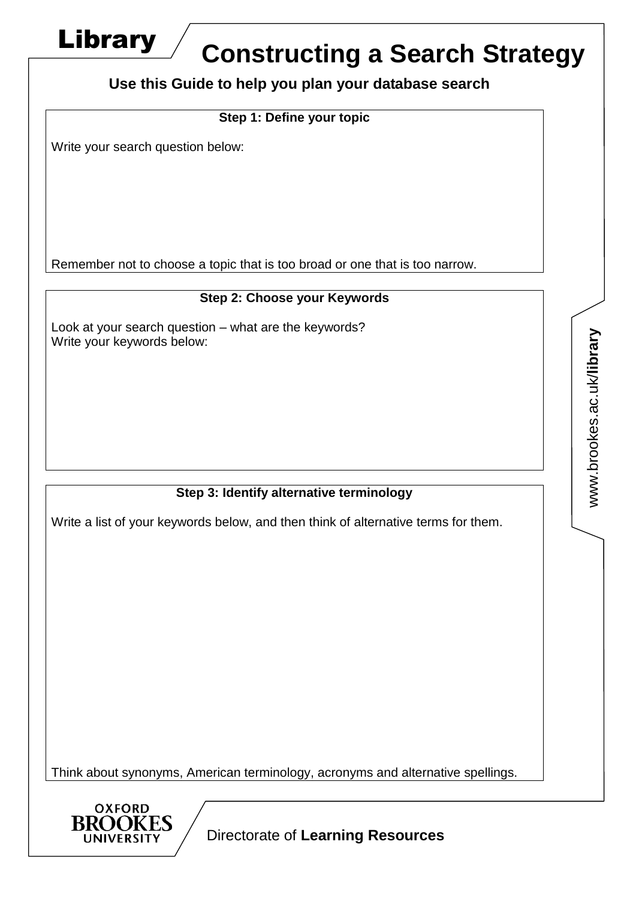Library

# Constructing a Search Strategy

**Use this Guide to help you plan your database search**

**Step 1: Define your topic**

Write your search question below:

Remember not to choose a topic that is too broad or one that is too narrow.

**Step 2: Choose your Keywords**

Look at your search question – what are the keywords?
Write your keywords below:

**Step 3: Identify alternative terminology**

Write a list of your keywords below, and then think of alternative terms for them.

Think about synonyms, American terminology, acronyms and alternative spellings.

www.brookes.ac.uk/**library**

OXFORD BROOKES UNIVERSITY

Directorate of **Learning Resources**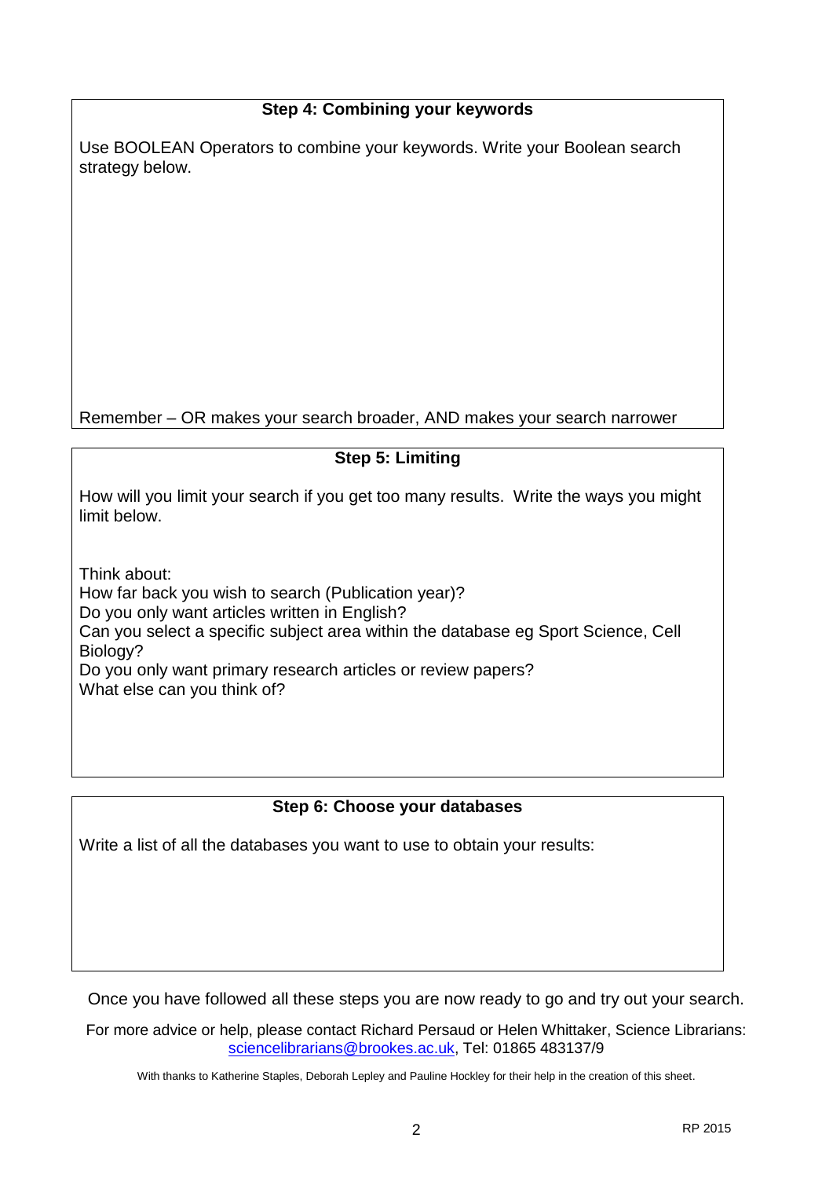## Step 4: Combining your keywords

Use BOOLEAN Operators to combine your keywords. Write your Boolean search strategy below.

Remember – OR makes your search broader, AND makes your search narrower

## Step 5: Limiting

How will you limit your search if you get too many results. Write the ways you might limit below.

Think about:
How far back you wish to search (Publication year)?
Do you only want articles written in English?
Can you select a specific subject area within the database eg Sport Science, Cell Biology?
Do you only want primary research articles or review papers?
What else can you think of?

## Step 6: Choose your databases

Write a list of all the databases you want to use to obtain your results:

Once you have followed all these steps you are now ready to go and try out your search.

For more advice or help, please contact Richard Persaud or Helen Whittaker, Science Librarians: sciencelibrarians@brookes.ac.uk, Tel: 01865 483137/9

With thanks to Katherine Staples, Deborah Lepley and Pauline Hockley for their help in the creation of this sheet.

RP 2015